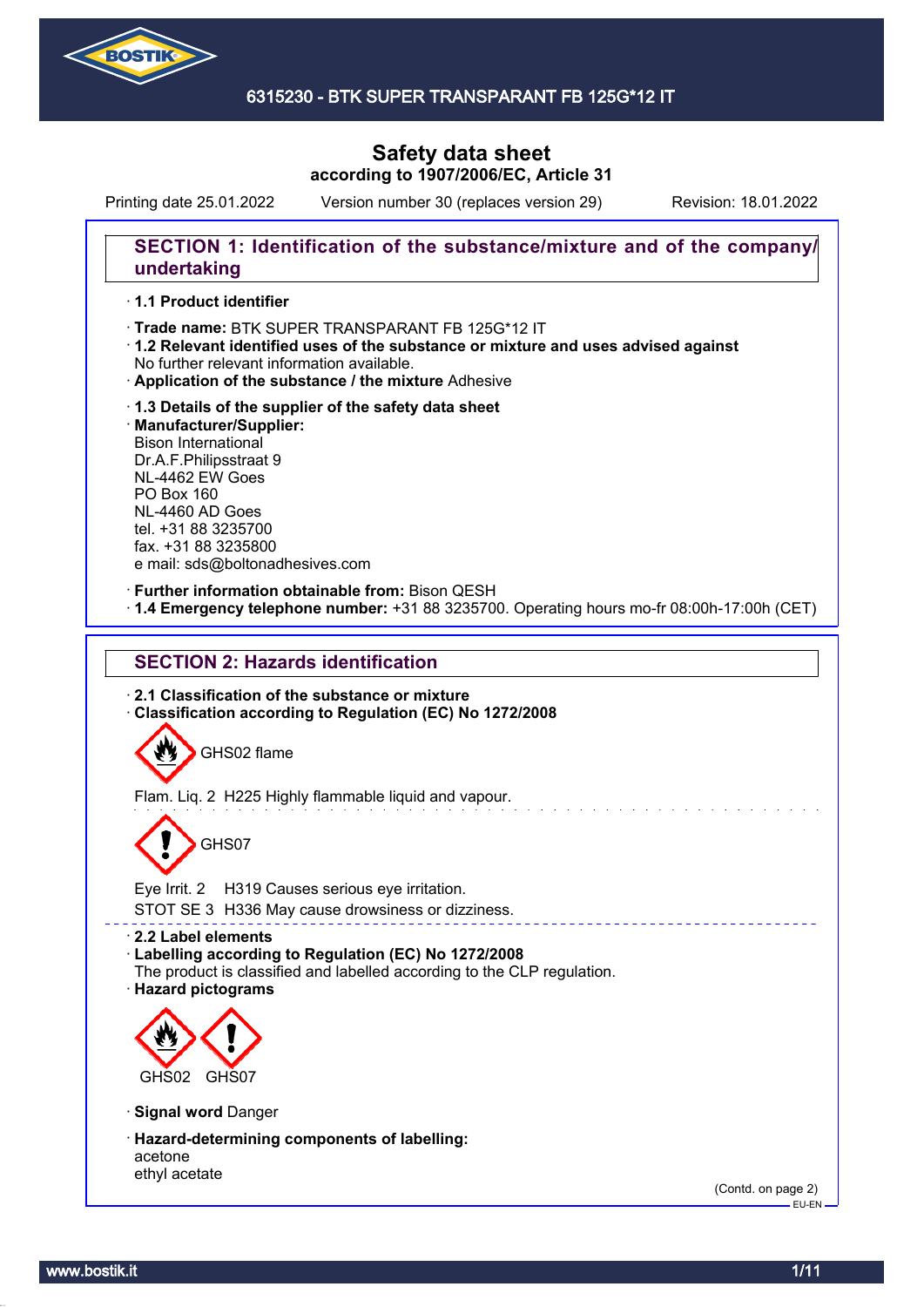6315230 - BTK SUPER TRANSPARANT FB 125G*12 IT

# Safety data sheet
**according to 1907/2006/EC, Article 31**

Printing date 25.01.2022 Version number 30 (replaces version 29) Revision: 18.01.2022

## SECTION 1: Identification of the substance/mixture and of the company/undertaking

· **1.1 Product identifier**

· **Trade name:** BTK SUPER TRANSPARANT FB 125G*12 IT
· **1.2 Relevant identified uses of the substance or mixture and uses advised against**
No further relevant information available.
· **Application of the substance / the mixture** Adhesive

· **1.3 Details of the supplier of the safety data sheet**
· **Manufacturer/Supplier:**
Bison International
Dr.A.F.Philipsstraat 9
NL-4462 EW Goes
PO Box 160
NL-4460 AD Goes
tel. +31 88 3235700
fax. +31 88 3235800
e mail: sds@boltonadhesives.com

· **Further information obtainable from:** Bison QESH
· **1.4 Emergency telephone number:** +31 88 3235700. Operating hours mo-fr 08:00h-17:00h (CET)

## SECTION 2: Hazards identification

· **2.1 Classification of the substance or mixture**
· **Classification according to Regulation (EC) No 1272/2008**

GHS02 flame

Flam. Liq. 2 H225 Highly flammable liquid and vapour.

GHS07

Eye Irrit. 2 H319 Causes serious eye irritation.
STOT SE 3 H336 May cause drowsiness or dizziness.

· **2.2 Label elements**
· **Labelling according to Regulation (EC) No 1272/2008**
The product is classified and labelled according to the CLP regulation.
· **Hazard pictograms**

GHS02 GHS07

· **Signal word** Danger

· **Hazard-determining components of labelling:**
acetone
ethyl acetate

(Contd. on page 2)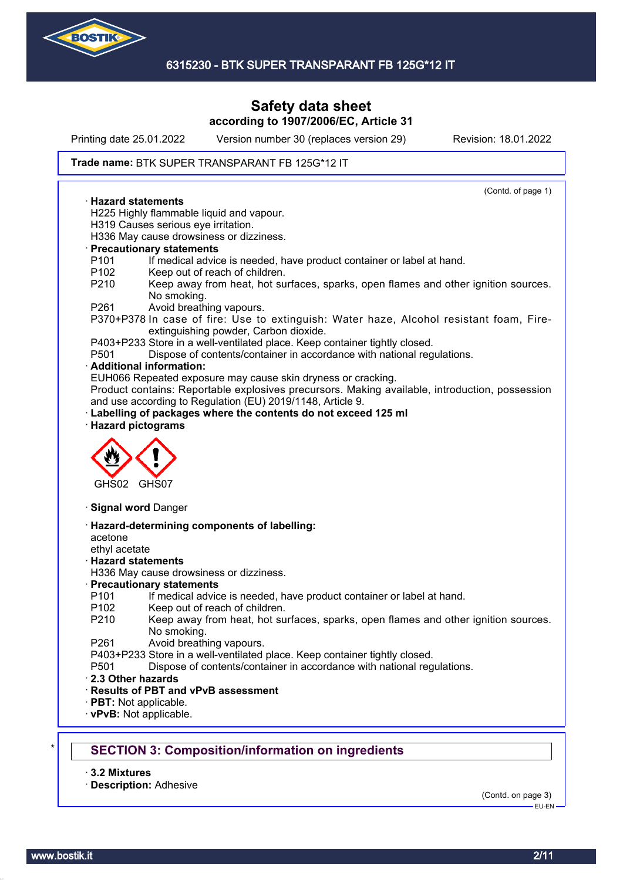Printing date 25.01.2022 Version number 30 (replaces version 29) Revision: 18.01.2022

**Trade name:** BTK SUPER TRANSPARANT FB 125G*12 IT

(Contd. of page 1)

· **Hazard statements**
H225 Highly flammable liquid and vapour.
H319 Causes serious eye irritation.
H336 May cause drowsiness or dizziness.

· **Precautionary statements**
P101 If medical advice is needed, have product container or label at hand.
P102 Keep out of reach of children.
P210 Keep away from heat, hot surfaces, sparks, open flames and other ignition sources. No smoking.
P261 Avoid breathing vapours.
P370+P378 In case of fire: Use to extinguish: Water haze, Alcohol resistant foam, Fire-extinguishing powder, Carbon dioxide.
P403+P233 Store in a well-ventilated place. Keep container tightly closed.
P501 Dispose of contents/container in accordance with national regulations.

· **Additional information:**
EUH066 Repeated exposure may cause skin dryness or cracking.
Product contains: Reportable explosives precursors. Making available, introduction, possession and use according to Regulation (EU) 2019/1148, Article 9.

· **Labelling of packages where the contents do not exceed 125 ml**

· **Hazard pictograms**

GHS02 GHS07

· **Signal word** Danger

· **Hazard-determining components of labelling:**
acetone
ethyl acetate

· **Hazard statements**
H336 May cause drowsiness or dizziness.

· **Precautionary statements**
P101 If medical advice is needed, have product container or label at hand.
P102 Keep out of reach of children.
P210 Keep away from heat, hot surfaces, sparks, open flames and other ignition sources. No smoking.
P261 Avoid breathing vapours.
P403+P233 Store in a well-ventilated place. Keep container tightly closed.
P501 Dispose of contents/container in accordance with national regulations.

· **2.3 Other hazards**
· **Results of PBT and vPvB assessment**
· **PBT:** Not applicable.
· **vPvB:** Not applicable.

## SECTION 3: Composition/information on ingredients

· **3.2 Mixtures**
· **Description:** Adhesive

(Contd. on page 3)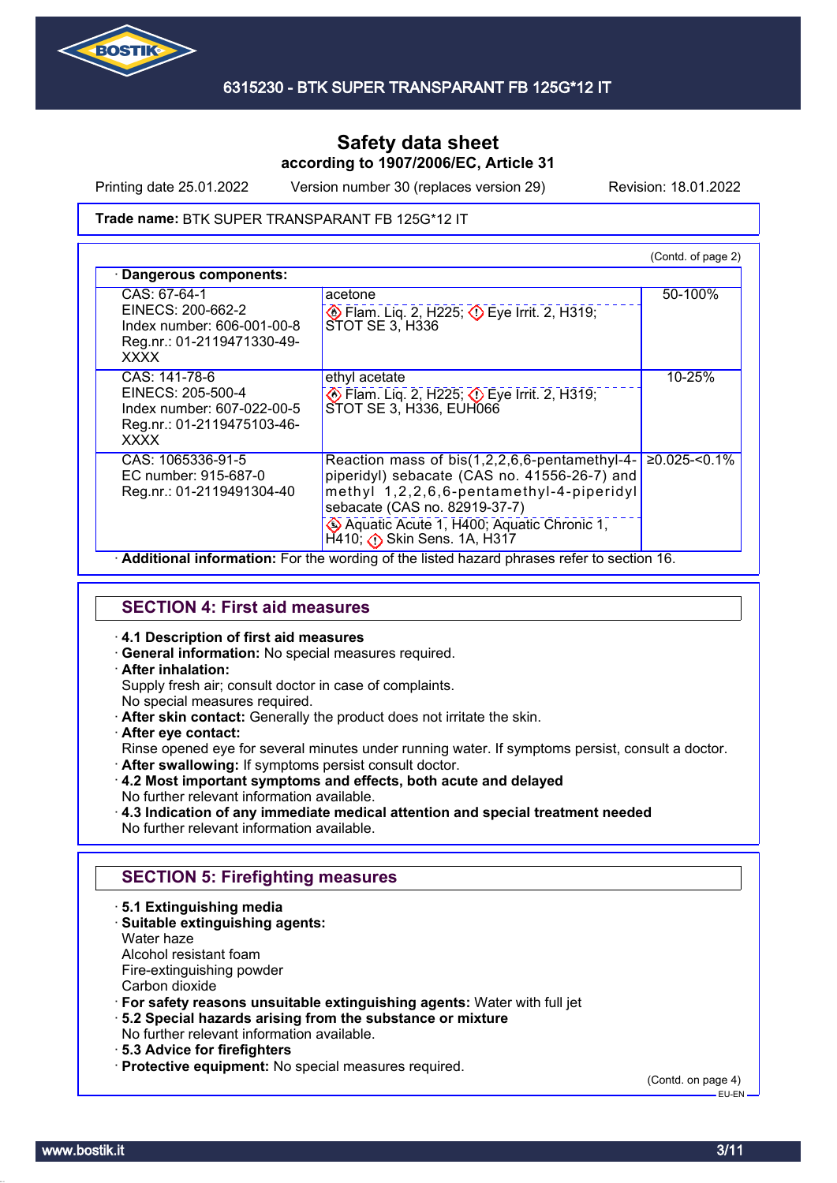Trade name: BTK SUPER TRANSPARANT FB 125G*12 IT

(Contd. of page 2)

· **Dangerous components:**

| | | |
|---|---|---|
| CAS: 67-64-1<br>EINECS: 200-662-2<br>Index number: 606-001-00-8<br>Reg.nr.: 01-2119471330-49-XXXX | acetone<br>Flam. Liq. 2, H225; Eye Irrit. 2, H319; STOT SE 3, H336 | 50-100% |
| CAS: 141-78-6<br>EINECS: 205-500-4<br>Index number: 607-022-00-5<br>Reg.nr.: 01-2119475103-46-XXXX | ethyl acetate<br>Flam. Liq. 2, H225; Eye Irrit. 2, H319; STOT SE 3, H336, EUH066 | 10-25% |
| CAS: 1065336-91-5<br>EC number: 915-687-0<br>Reg.nr.: 01-2119491304-40 | Reaction mass of bis(1,2,2,6,6-pentamethyl-4-piperidyl) sebacate (CAS no. 41556-26-7) and methyl 1,2,2,6,6-pentamethyl-4-piperidyl sebacate (CAS no. 82919-37-7)<br>Aquatic Acute 1, H400; Aquatic Chronic 1, H410; Skin Sens. 1A, H317 | ≥0.025-<0.1% |

· **Additional information:** For the wording of the listed hazard phrases refer to section 16.

## SECTION 4: First aid measures

· **4.1 Description of first aid measures**
· **General information:** No special measures required.
· **After inhalation:**
Supply fresh air; consult doctor in case of complaints.
No special measures required.
· **After skin contact:** Generally the product does not irritate the skin.
· **After eye contact:**
Rinse opened eye for several minutes under running water. If symptoms persist, consult a doctor.
· **After swallowing:** If symptoms persist consult doctor.
· **4.2 Most important symptoms and effects, both acute and delayed**
No further relevant information available.
· **4.3 Indication of any immediate medical attention and special treatment needed**
No further relevant information available.

## SECTION 5: Firefighting measures

· **5.1 Extinguishing media**
· **Suitable extinguishing agents:**
Water haze
Alcohol resistant foam
Fire-extinguishing powder
Carbon dioxide
· **For safety reasons unsuitable extinguishing agents:** Water with full jet
· **5.2 Special hazards arising from the substance or mixture**
No further relevant information available.
· **5.3 Advice for firefighters**
· **Protective equipment:** No special measures required.

(Contd. on page 4)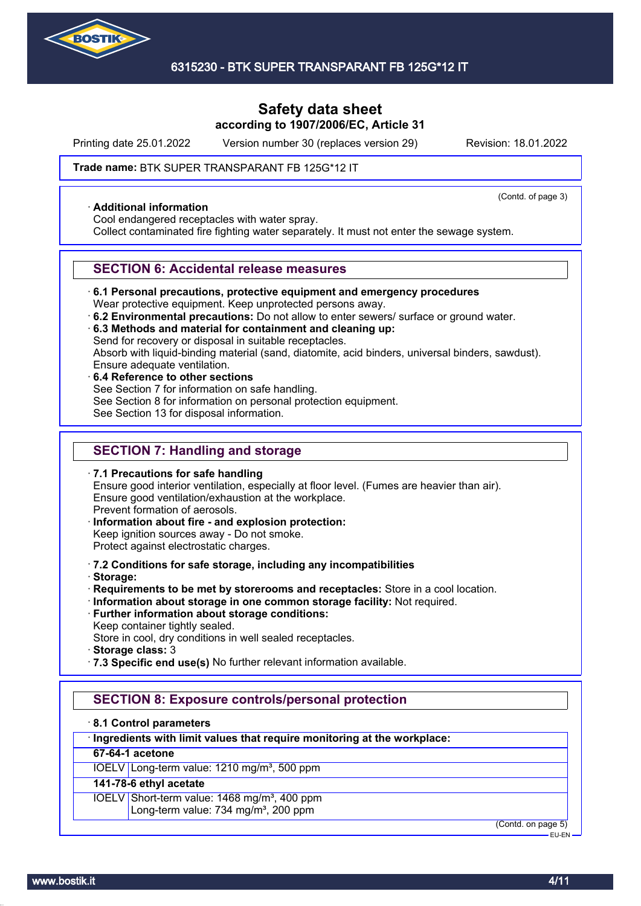Safety data sheet
according to 1907/2006/EC, Article 31

Printing date 25.01.2022 Version number 30 (replaces version 29) Revision: 18.01.2022

**Trade name:** BTK SUPER TRANSPARANT FB 125G*12 IT

(Contd. of page 3)

· **Additional information**
Cool endangered receptacles with water spray.
Collect contaminated fire fighting water separately. It must not enter the sewage system.

## SECTION 6: Accidental release measures

· **6.1 Personal precautions, protective equipment and emergency procedures**
Wear protective equipment. Keep unprotected persons away.
· **6.2 Environmental precautions:** Do not allow to enter sewers/ surface or ground water.
· **6.3 Methods and material for containment and cleaning up:**
Send for recovery or disposal in suitable receptacles.
Absorb with liquid-binding material (sand, diatomite, acid binders, universal binders, sawdust).
Ensure adequate ventilation.
· **6.4 Reference to other sections**
See Section 7 for information on safe handling.
See Section 8 for information on personal protection equipment.
See Section 13 for disposal information.

## SECTION 7: Handling and storage

· **7.1 Precautions for safe handling**
Ensure good interior ventilation, especially at floor level. (Fumes are heavier than air).
Ensure good ventilation/exhaustion at the workplace.
Prevent formation of aerosols.
· **Information about fire - and explosion protection:**
Keep ignition sources away - Do not smoke.
Protect against electrostatic charges.

· **7.2 Conditions for safe storage, including any incompatibilities**
· **Storage:**
· **Requirements to be met by storerooms and receptacles:** Store in a cool location.
· **Information about storage in one common storage facility:** Not required.
· **Further information about storage conditions:**
Keep container tightly sealed.
Store in cool, dry conditions in well sealed receptacles.
· **Storage class:** 3
· **7.3 Specific end use(s)** No further relevant information available.

## SECTION 8: Exposure controls/personal protection

· **8.1 Control parameters**

· **Ingredients with limit values that require monitoring at the workplace:**

| | |
|---|---|
| **67-64-1 acetone** | |
| IOELV | Long-term value: 1210 mg/m³, 500 ppm |
| **141-78-6 ethyl acetate** | |
| IOELV | Short-term value: 1468 mg/m³, 400 ppm<br>Long-term value: 734 mg/m³, 200 ppm |

(Contd. on page 5)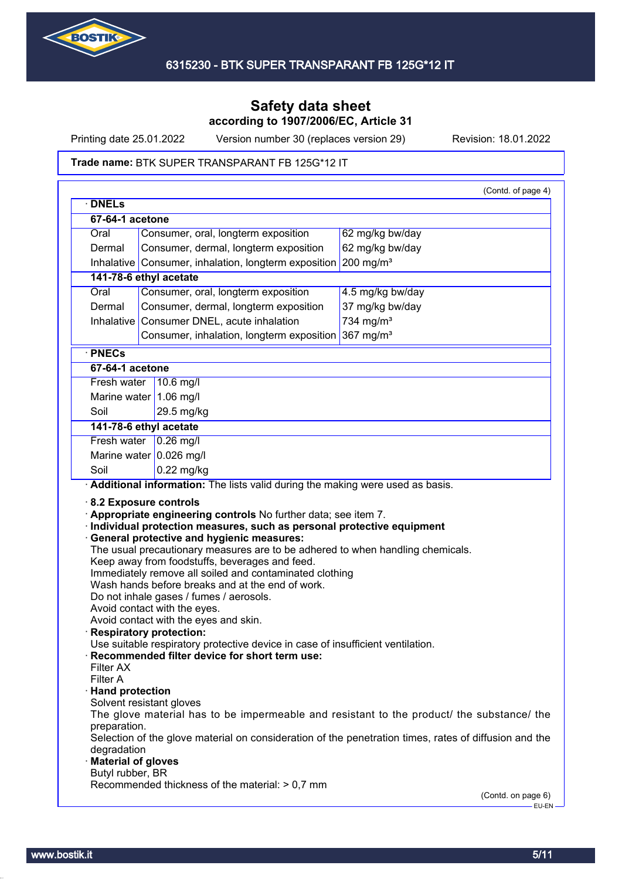# Safety data sheet

**according to 1907/2006/EC, Article 31**

Printing date 25.01.2022 Version number 30 (replaces version 29) Revision: 18.01.2022

**Trade name:** BTK SUPER TRANSPARANT FB 125G*12 IT

(Contd. of page 4)

· **DNELs**

| | | |
|---|---|---|
| **67-64-1 acetone** | | |
| Oral | Consumer, oral, longterm exposition | 62 mg/kg bw/day |
| Dermal | Consumer, dermal, longterm exposition | 62 mg/kg bw/day |
| Inhalative | Consumer, inhalation, longterm exposition | 200 mg/m³ |
| **141-78-6 ethyl acetate** | | |
| Oral | Consumer, oral, longterm exposition | 4.5 mg/kg bw/day |
| Dermal | Consumer, dermal, longterm exposition | 37 mg/kg bw/day |
| Inhalative | Consumer DNEL, acute inhalation | 734 mg/m³ |
| | Consumer, inhalation, longterm exposition | 367 mg/m³ |

· **PNECs**

| | |
|---|---|
| **67-64-1 acetone** | |
| Fresh water | 10.6 mg/l |
| Marine water | 1.06 mg/l |
| Soil | 29.5 mg/kg |
| **141-78-6 ethyl acetate** | |
| Fresh water | 0.26 mg/l |
| Marine water | 0.026 mg/l |
| Soil | 0.22 mg/kg |

· **Additional information:** The lists valid during the making were used as basis.

· **8.2 Exposure controls**

· **Appropriate engineering controls** No further data; see item 7.

· **Individual protection measures, such as personal protective equipment**

· **General protective and hygienic measures:**
The usual precautionary measures are to be adhered to when handling chemicals.
Keep away from foodstuffs, beverages and feed.
Immediately remove all soiled and contaminated clothing
Wash hands before breaks and at the end of work.
Do not inhale gases / fumes / aerosols.
Avoid contact with the eyes.
Avoid contact with the eyes and skin.

· **Respiratory protection:**
Use suitable respiratory protective device in case of insufficient ventilation.

· **Recommended filter device for short term use:**
Filter AX
Filter A

· **Hand protection**
Solvent resistant gloves
The glove material has to be impermeable and resistant to the product/ the substance/ the preparation.
Selection of the glove material on consideration of the penetration times, rates of diffusion and the degradation

· **Material of gloves**
Butyl rubber, BR
Recommended thickness of the material: > 0,7 mm

(Contd. on page 6)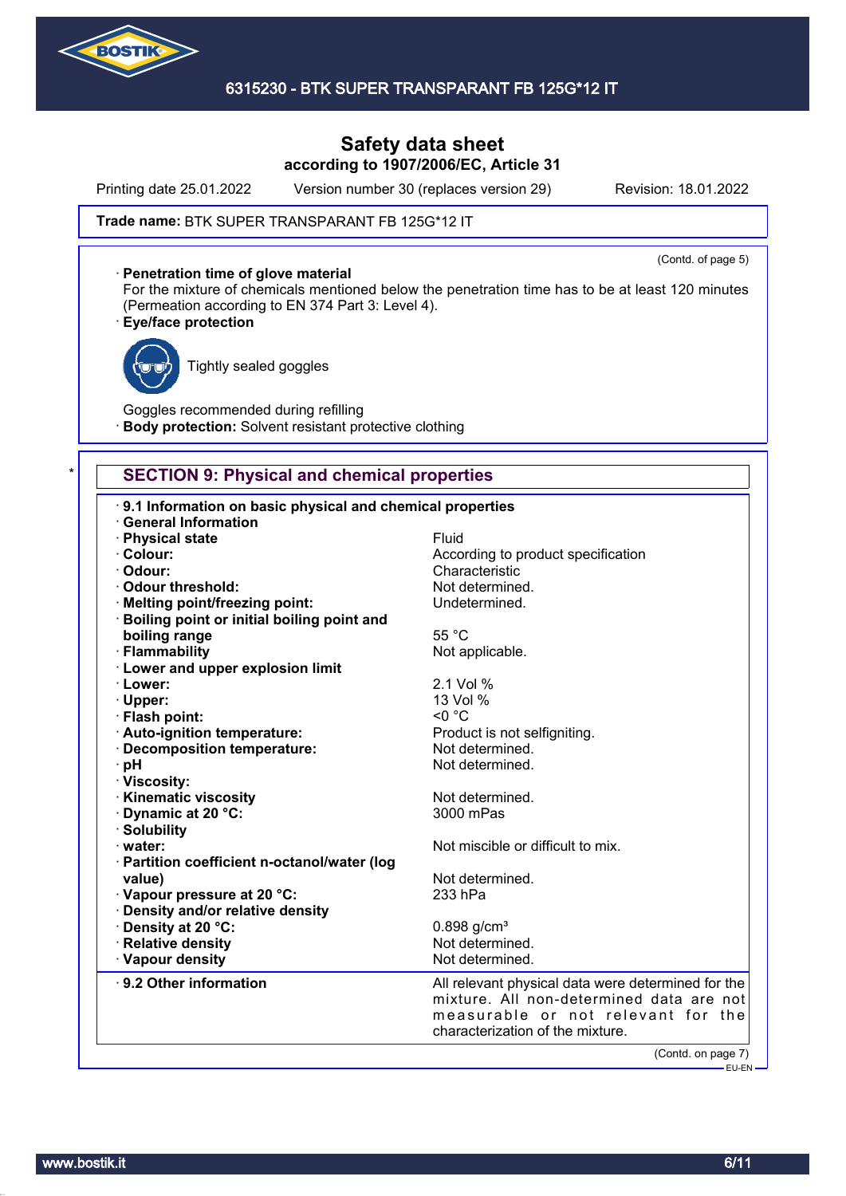Trade name: BTK SUPER TRANSPARANT FB 125G*12 IT

(Contd. of page 5)

· **Penetration time of glove material**
For the mixture of chemicals mentioned below the penetration time has to be at least 120 minutes (Permeation according to EN 374 Part 3: Level 4).

· **Eye/face protection**

Tightly sealed goggles

Goggles recommended during refilling

· **Body protection:** Solvent resistant protective clothing

## SECTION 9: Physical and chemical properties

· **9.1 Information on basic physical and chemical properties**

· **General Information**

| Property | Value |
|---|---|
| · **Physical state** | Fluid |
| · **Colour:** | According to product specification |
| · **Odour:** | Characteristic |
| · **Odour threshold:** | Not determined. |
| · **Melting point/freezing point:** | Undetermined. |
| · **Boiling point or initial boiling point and boiling range** | 55 °C |
| · **Flammability** | Not applicable. |
| · **Lower and upper explosion limit** | |
| · **Lower:** | 2.1 Vol % |
| · **Upper:** | 13 Vol % |
| · **Flash point:** | <0 °C |
| · **Auto-ignition temperature:** | Product is not selfigniting. |
| · **Decomposition temperature:** | Not determined. |
| · **pH** | Not determined. |
| · **Viscosity:** | |
| · **Kinematic viscosity** | Not determined. |
| · **Dynamic at 20 °C:** | 3000 mPas |
| · **Solubility** | |
| · **water:** | Not miscible or difficult to mix. |
| · **Partition coefficient n-octanol/water (log value)** | Not determined. |
| · **Vapour pressure at 20 °C:** | 233 hPa |
| · **Density and/or relative density** | |
| · **Density at 20 °C:** | 0.898 g/cm³ |
| · **Relative density** | Not determined. |
| · **Vapour density** | Not determined. |

· **9.2 Other information**: All relevant physical data were determined for the mixture. All non-determined data are not measurable or not relevant for the characterization of the mixture.

(Contd. on page 7)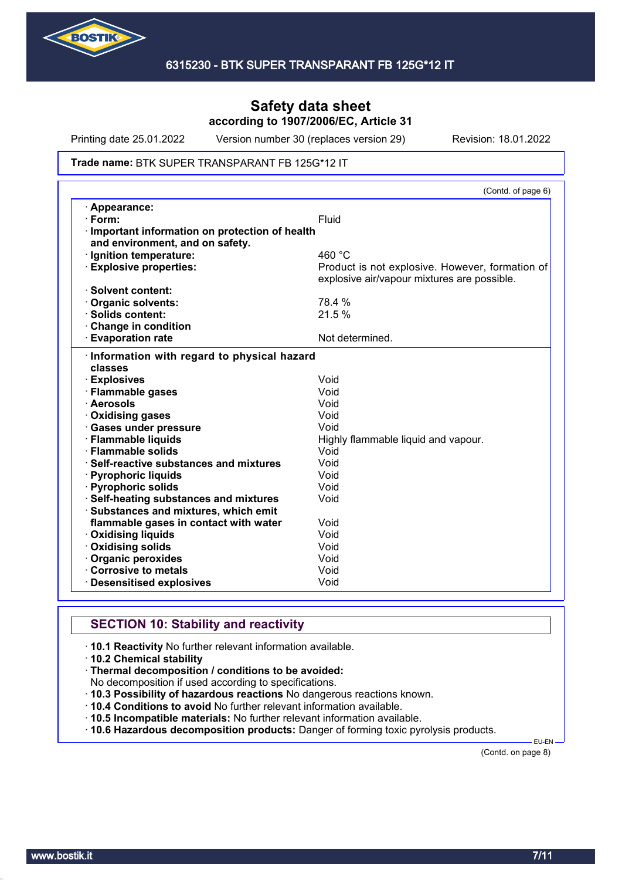**6315230 - BTK SUPER TRANSPARANT FB 125G*12 IT**

# Safety data sheet
**according to 1907/2006/EC, Article 31**

Printing date 25.01.2022 | Version number 30 (replaces version 29) | Revision: 18.01.2022

**Trade name:** BTK SUPER TRANSPARANT FB 125G*12 IT

(Contd. of page 6)

| | |
|---|---|
| · **Appearance:** | |
| · **Form:** | Fluid |
| · **Important information on protection of health and environment, and on safety.** | |
| · **Ignition temperature:** | 460 °C |
| · **Explosive properties:** | Product is not explosive. However, formation of explosive air/vapour mixtures are possible. |
| · **Solvent content:** | |
| · **Organic solvents:** | 78.4 % |
| · **Solids content:** | 21.5 % |
| · **Change in condition** | |
| · **Evaporation rate** | Not determined. |

| | |
|---|---|
| · **Information with regard to physical hazard classes** | |
| · **Explosives** | Void |
| · **Flammable gases** | Void |
| · **Aerosols** | Void |
| · **Oxidising gases** | Void |
| · **Gases under pressure** | Void |
| · **Flammable liquids** | Highly flammable liquid and vapour. |
| · **Flammable solids** | Void |
| · **Self-reactive substances and mixtures** | Void |
| · **Pyrophoric liquids** | Void |
| · **Pyrophoric solids** | Void |
| · **Self-heating substances and mixtures** | Void |
| · **Substances and mixtures, which emit flammable gases in contact with water** | Void |
| · **Oxidising liquids** | Void |
| · **Oxidising solids** | Void |
| · **Organic peroxides** | Void |
| · **Corrosive to metals** | Void |
| · **Desensitised explosives** | Void |

## SECTION 10: Stability and reactivity

· **10.1 Reactivity** No further relevant information available.
· **10.2 Chemical stability**
· **Thermal decomposition / conditions to be avoided:**
No decomposition if used according to specifications.
· **10.3 Possibility of hazardous reactions** No dangerous reactions known.
· **10.4 Conditions to avoid** No further relevant information available.
· **10.5 Incompatible materials:** No further relevant information available.
· **10.6 Hazardous decomposition products:** Danger of forming toxic pyrolysis products.

EU-EN

(Contd. on page 8)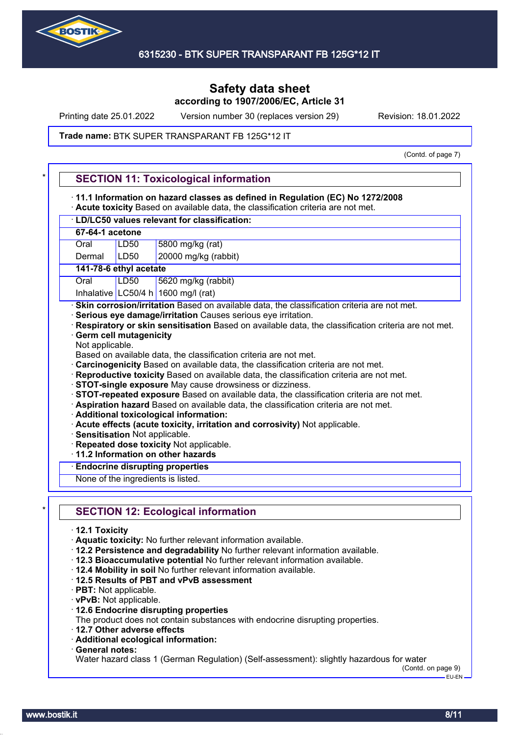# Safety data sheet
## according to 1907/2006/EC, Article 31

Printing date 25.01.2022 Version number 30 (replaces version 29) Revision: 18.01.2022

**Trade name:** BTK SUPER TRANSPARANT FB 125G*12 IT

(Contd. of page 7)

## SECTION 11: Toxicological information

· **11.1 Information on hazard classes as defined in Regulation (EC) No 1272/2008**
· **Acute toxicity** Based on available data, the classification criteria are not met.

| · **LD/LC50 values relevant for classification:** | | |
|---|---|---|
| **67-64-1 acetone** | | |
| Oral | LD50 | 5800 mg/kg (rat) |
| Dermal | LD50 | 20000 mg/kg (rabbit) |
| **141-78-6 ethyl acetate** | | |
| Oral | LD50 | 5620 mg/kg (rabbit) |
| Inhalative | LC50/4 h | 1600 mg/l (rat) |

· **Skin corrosion/irritation** Based on available data, the classification criteria are not met.
· **Serious eye damage/irritation** Causes serious eye irritation.
· **Respiratory or skin sensitisation** Based on available data, the classification criteria are not met.
· **Germ cell mutagenicity**
Not applicable.
Based on available data, the classification criteria are not met.
· **Carcinogenicity** Based on available data, the classification criteria are not met.
· **Reproductive toxicity** Based on available data, the classification criteria are not met.
· **STOT-single exposure** May cause drowsiness or dizziness.
· **STOT-repeated exposure** Based on available data, the classification criteria are not met.
· **Aspiration hazard** Based on available data, the classification criteria are not met.
· **Additional toxicological information:**
· **Acute effects (acute toxicity, irritation and corrosivity)** Not applicable.
· **Sensitisation** Not applicable.
· **Repeated dose toxicity** Not applicable.
· **11.2 Information on other hazards**

| · **Endocrine disrupting properties** |
|---|
| None of the ingredients is listed. |

## SECTION 12: Ecological information

· **12.1 Toxicity**
· **Aquatic toxicity:** No further relevant information available.
· **12.2 Persistence and degradability** No further relevant information available.
· **12.3 Bioaccumulative potential** No further relevant information available.
· **12.4 Mobility in soil** No further relevant information available.
· **12.5 Results of PBT and vPvB assessment**
· **PBT:** Not applicable.
· **vPvB:** Not applicable.
· **12.6 Endocrine disrupting properties**
The product does not contain substances with endocrine disrupting properties.
· **12.7 Other adverse effects**
· **Additional ecological information:**
· **General notes:**
Water hazard class 1 (German Regulation) (Self-assessment): slightly hazardous for water

(Contd. on page 9)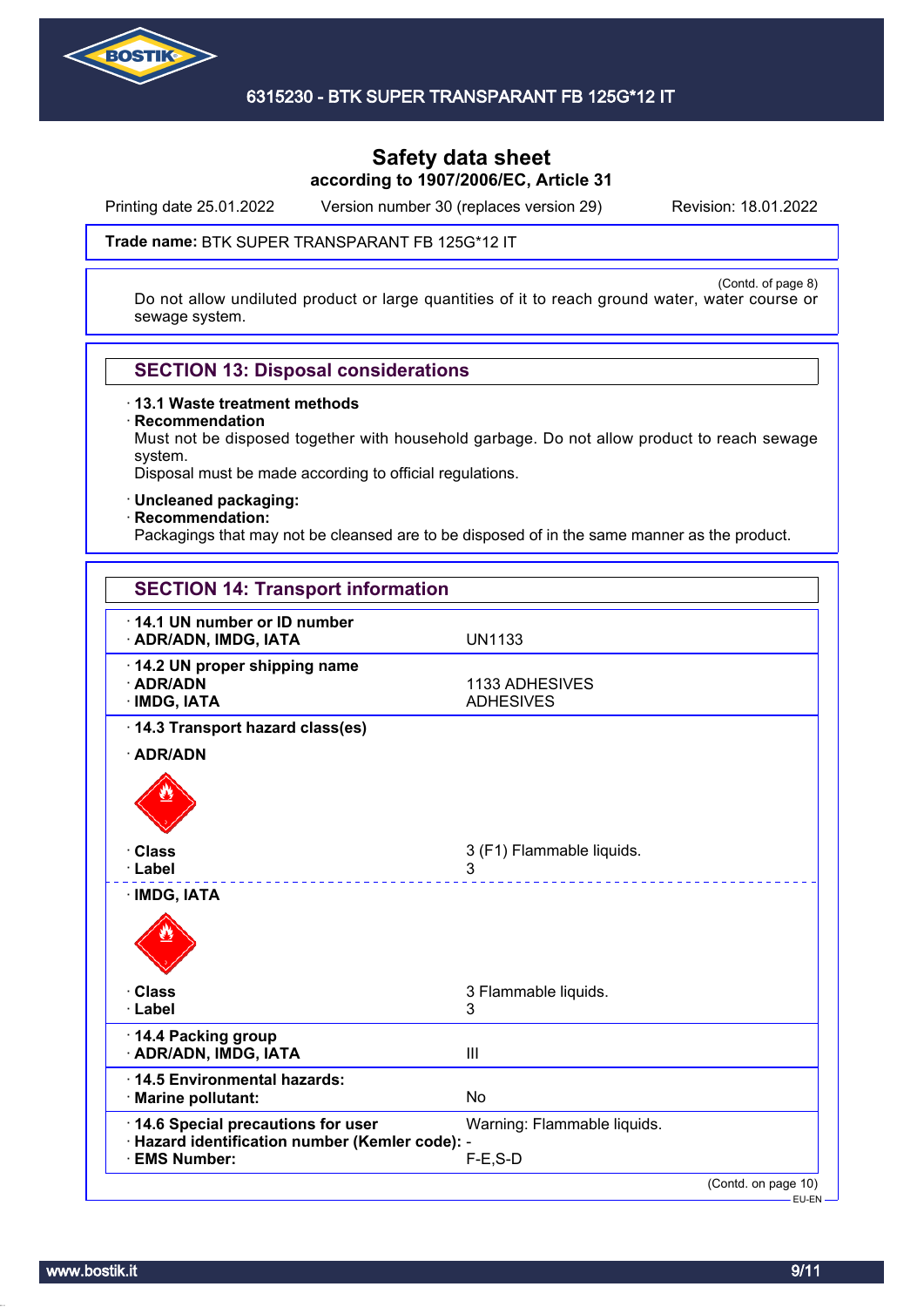Trade name: **BTK SUPER TRANSPARANT FB 125G*12 IT**

(Contd. of page 8)

Do not allow undiluted product or large quantities of it to reach ground water, water course or sewage system.

## SECTION 13: Disposal considerations

· **13.1 Waste treatment methods**
· **Recommendation**
Must not be disposed together with household garbage. Do not allow product to reach sewage system.
Disposal must be made according to official regulations.

· **Uncleaned packaging:**
· **Recommendation:**
Packagings that may not be cleansed are to be disposed of in the same manner as the product.

## SECTION 14: Transport information

| | |
|---|---|
| · **14.1 UN number or ID number** | |
| · **ADR/ADN, IMDG, IATA** | UN1133 |
| · **14.2 UN proper shipping name** | |
| · **ADR/ADN** | 1133 ADHESIVES |
| · **IMDG, IATA** | ADHESIVES |
| · **14.3 Transport hazard class(es)** | |
| · **ADR/ADN** | |
| · **Class** | 3 (F1) Flammable liquids. |
| · **Label** | 3 |
| · **IMDG, IATA** | |
| · **Class** | 3 Flammable liquids. |
| · **Label** | 3 |
| · **14.4 Packing group** | |
| · **ADR/ADN, IMDG, IATA** | III |
| · **14.5 Environmental hazards:** | |
| · **Marine pollutant:** | No |
| · **14.6 Special precautions for user** | Warning: Flammable liquids. |
| · **Hazard identification number (Kemler code):** | - |
| · **EMS Number:** | F-E,S-D |

(Contd. on page 10)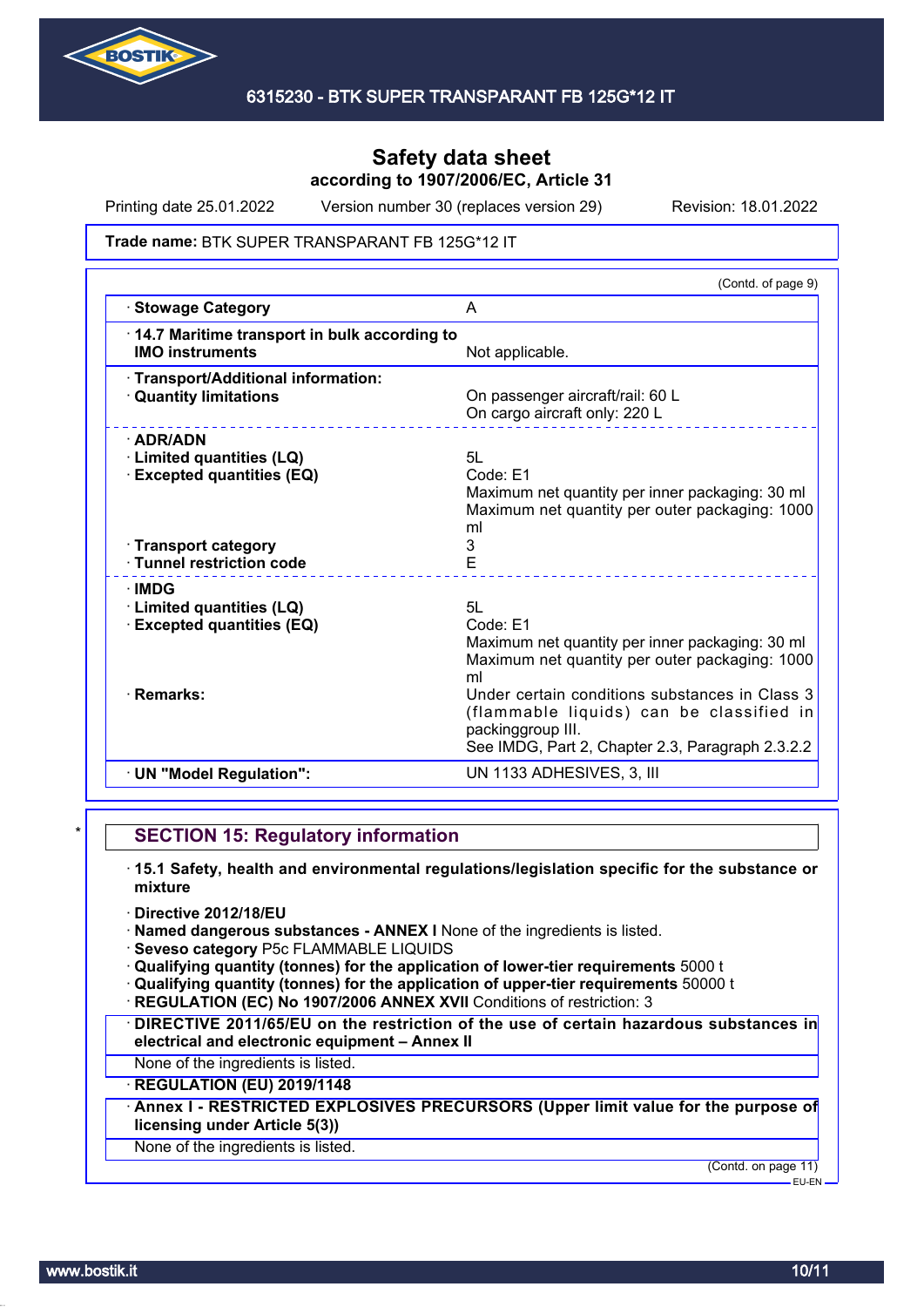Safety data sheet
according to 1907/2006/EC, Article 31

Printing date 25.01.2022 Version number 30 (replaces version 29) Revision: 18.01.2022

**Trade name:** BTK SUPER TRANSPARANT FB 125G*12 IT

(Contd. of page 9)

| | |
|---|---|
| · **Stowage Category** | A |
| · **14.7 Maritime transport in bulk according to IMO instruments** | Not applicable. |
| · **Transport/Additional information:** | |
| · **Quantity limitations** | On passenger aircraft/rail: 60 L<br>On cargo aircraft only: 220 L |
| · **ADR/ADN** | |
| · **Limited quantities (LQ)** | 5L |
| · **Excepted quantities (EQ)** | Code: E1<br>Maximum net quantity per inner packaging: 30 ml<br>Maximum net quantity per outer packaging: 1000 ml |
| · **Transport category** | 3 |
| · **Tunnel restriction code** | E |
| · **IMDG** | |
| · **Limited quantities (LQ)** | 5L |
| · **Excepted quantities (EQ)** | Code: E1<br>Maximum net quantity per inner packaging: 30 ml<br>Maximum net quantity per outer packaging: 1000 ml |
| · **Remarks:** | Under certain conditions substances in Class 3 (flammable liquids) can be classified in packinggroup III.<br>See IMDG, Part 2, Chapter 2.3, Paragraph 2.3.2.2 |
| · **UN "Model Regulation":** | UN 1133 ADHESIVES, 3, III |

## SECTION 15: Regulatory information

· **15.1 Safety, health and environmental regulations/legislation specific for the substance or mixture**

· **Directive 2012/18/EU**
· **Named dangerous substances - ANNEX I** None of the ingredients is listed.
· **Seveso category** P5c FLAMMABLE LIQUIDS
· **Qualifying quantity (tonnes) for the application of lower-tier requirements** 5000 t
· **Qualifying quantity (tonnes) for the application of upper-tier requirements** 50000 t
· **REGULATION (EC) No 1907/2006 ANNEX XVII** Conditions of restriction: 3

· **DIRECTIVE 2011/65/EU on the restriction of the use of certain hazardous substances in electrical and electronic equipment – Annex II**

None of the ingredients is listed.

· **REGULATION (EU) 2019/1148**

· **Annex I - RESTRICTED EXPLOSIVES PRECURSORS (Upper limit value for the purpose of licensing under Article 5(3))**

None of the ingredients is listed.

(Contd. on page 11)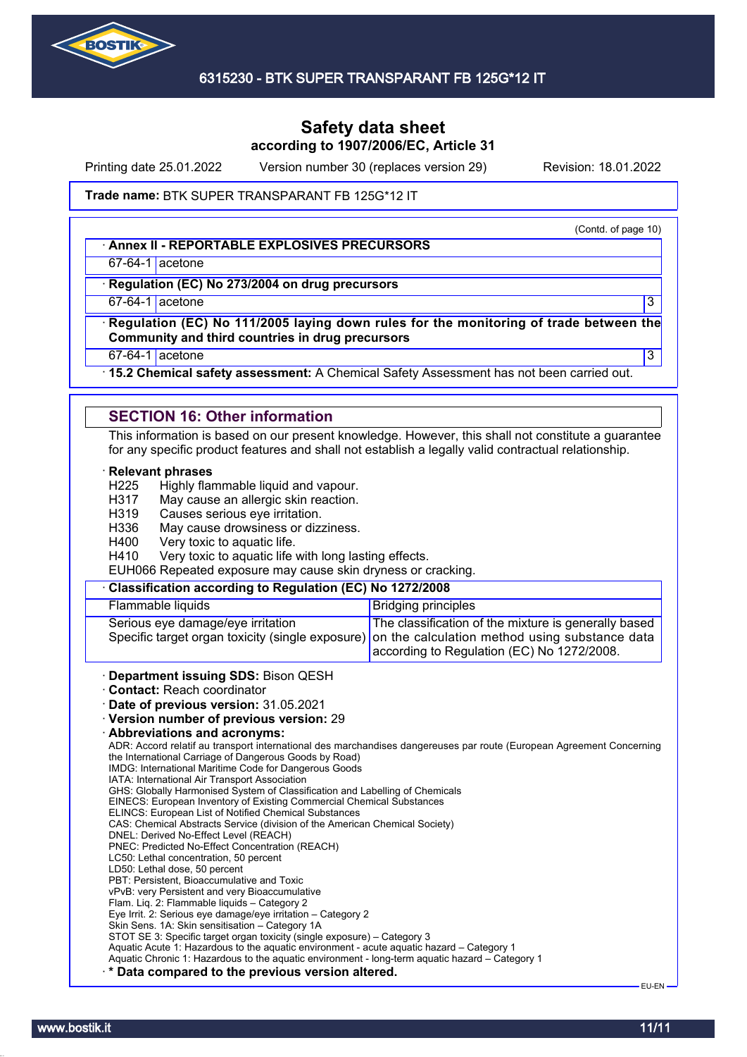Safety data sheet
according to 1907/2006/EC, Article 31

Printing date 25.01.2022 Version number 30 (replaces version 29) Revision: 18.01.2022

**Trade name:** BTK SUPER TRANSPARANT FB 125G*12 IT

(Contd. of page 10)

· **Annex II - REPORTABLE EXPLOSIVES PRECURSORS**

| | |
|---|---|
| 67-64-1 | acetone |

· **Regulation (EC) No 273/2004 on drug precursors**

| | | |
|---|---|---|
| 67-64-1 | acetone | 3 |

· **Regulation (EC) No 111/2005 laying down rules for the monitoring of trade between the Community and third countries in drug precursors**

| | | |
|---|---|---|
| 67-64-1 | acetone | 3 |

· **15.2 Chemical safety assessment:** A Chemical Safety Assessment has not been carried out.

## SECTION 16: Other information

This information is based on our present knowledge. However, this shall not constitute a guarantee for any specific product features and shall not establish a legally valid contractual relationship.

· **Relevant phrases**

H225 Highly flammable liquid and vapour.
H317 May cause an allergic skin reaction.
H319 Causes serious eye irritation.
H336 May cause drowsiness or dizziness.
H400 Very toxic to aquatic life.
H410 Very toxic to aquatic life with long lasting effects.
EUH066 Repeated exposure may cause skin dryness or cracking.

· **Classification according to Regulation (EC) No 1272/2008**

| | |
|---|---|
| Flammable liquids | Bridging principles |
| Serious eye damage/eye irritation<br>Specific target organ toxicity (single exposure) | The classification of the mixture is generally based on the calculation method using substance data according to Regulation (EC) No 1272/2008. |

· **Department issuing SDS:** Bison QESH
· **Contact:** Reach coordinator
· **Date of previous version:** 31.05.2021
· **Version number of previous version:** 29
· **Abbreviations and acronyms:**

ADR: Accord relatif au transport international des marchandises dangereuses par route (European Agreement Concerning the International Carriage of Dangerous Goods by Road)
IMDG: International Maritime Code for Dangerous Goods
IATA: International Air Transport Association
GHS: Globally Harmonised System of Classification and Labelling of Chemicals
EINECS: European Inventory of Existing Commercial Chemical Substances
ELINCS: European List of Notified Chemical Substances
CAS: Chemical Abstracts Service (division of the American Chemical Society)
DNEL: Derived No-Effect Level (REACH)
PNEC: Predicted No-Effect Concentration (REACH)
LC50: Lethal concentration, 50 percent
LD50: Lethal dose, 50 percent
PBT: Persistent, Bioaccumulative and Toxic
vPvB: very Persistent and very Bioaccumulative
Flam. Liq. 2: Flammable liquids – Category 2
Eye Irrit. 2: Serious eye damage/eye irritation – Category 2
Skin Sens. 1A: Skin sensitisation – Category 1A
STOT SE 3: Specific target organ toxicity (single exposure) – Category 3
Aquatic Acute 1: Hazardous to the aquatic environment - acute aquatic hazard – Category 1
Aquatic Chronic 1: Hazardous to the aquatic environment - long-term aquatic hazard – Category 1

· **\* Data compared to the previous version altered.**

EU-EN